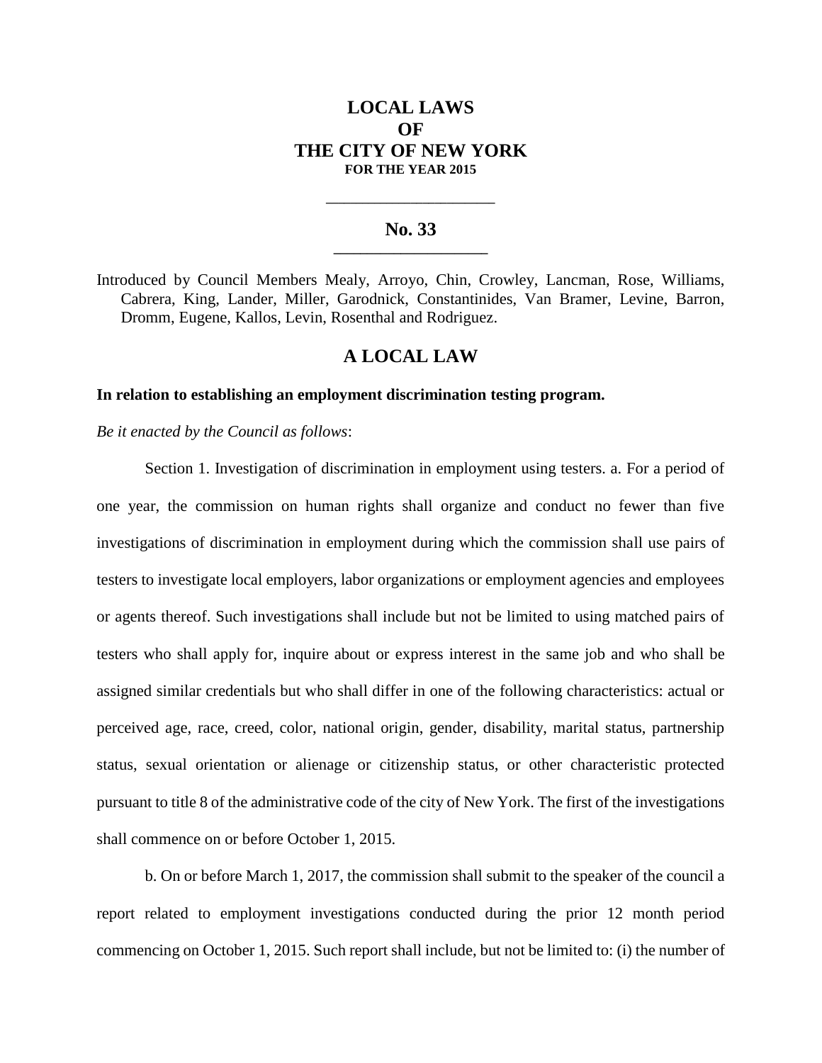# LOCAL LAWS
# OF
# THE CITY OF NEW YORK
**FOR THE YEAR 2015**

---

## No. 33

---

Introduced by Council Members Mealy, Arroyo, Chin, Crowley, Lancman, Rose, Williams, Cabrera, King, Lander, Miller, Garodnick, Constantinides, Van Bramer, Levine, Barron, Dromm, Eugene, Kallos, Levin, Rosenthal and Rodriguez.

## A LOCAL LAW

**In relation to establishing an employment discrimination testing program.**

*Be it enacted by the Council as follows*:

Section 1. Investigation of discrimination in employment using testers. a. For a period of one year, the commission on human rights shall organize and conduct no fewer than five investigations of discrimination in employment during which the commission shall use pairs of testers to investigate local employers, labor organizations or employment agencies and employees or agents thereof. Such investigations shall include but not be limited to using matched pairs of testers who shall apply for, inquire about or express interest in the same job and who shall be assigned similar credentials but who shall differ in one of the following characteristics: actual or perceived age, race, creed, color, national origin, gender, disability, marital status, partnership status, sexual orientation or alienage or citizenship status, or other characteristic protected pursuant to title 8 of the administrative code of the city of New York. The first of the investigations shall commence on or before October 1, 2015.

b. On or before March 1, 2017, the commission shall submit to the speaker of the council a report related to employment investigations conducted during the prior 12 month period commencing on October 1, 2015. Such report shall include, but not be limited to: (i) the number of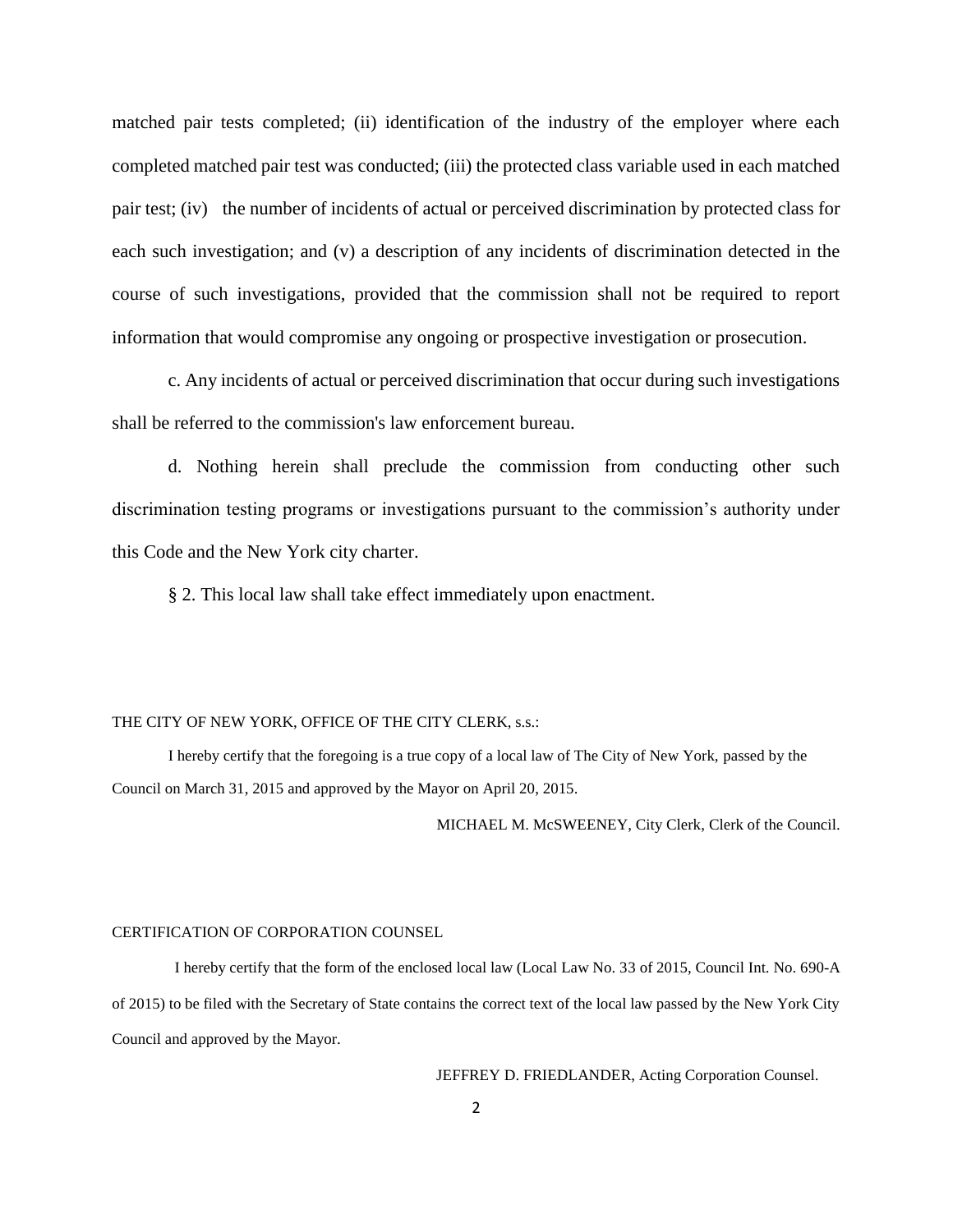matched pair tests completed; (ii) identification of the industry of the employer where each completed matched pair test was conducted; (iii) the protected class variable used in each matched pair test; (iv) the number of incidents of actual or perceived discrimination by protected class for each such investigation; and (v) a description of any incidents of discrimination detected in the course of such investigations, provided that the commission shall not be required to report information that would compromise any ongoing or prospective investigation or prosecution.

c. Any incidents of actual or perceived discrimination that occur during such investigations shall be referred to the commission's law enforcement bureau.

d. Nothing herein shall preclude the commission from conducting other such discrimination testing programs or investigations pursuant to the commission's authority under this Code and the New York city charter.

§ 2. This local law shall take effect immediately upon enactment.

THE CITY OF NEW YORK, OFFICE OF THE CITY CLERK, s.s.:

I hereby certify that the foregoing is a true copy of a local law of The City of New York, passed by the Council on March 31, 2015 and approved by the Mayor on April 20, 2015.

MICHAEL M. McSWEENEY, City Clerk, Clerk of the Council.

CERTIFICATION OF CORPORATION COUNSEL

I hereby certify that the form of the enclosed local law (Local Law No. 33 of 2015, Council Int. No. 690-A of 2015) to be filed with the Secretary of State contains the correct text of the local law passed by the New York City Council and approved by the Mayor.

JEFFREY D. FRIEDLANDER, Acting Corporation Counsel.